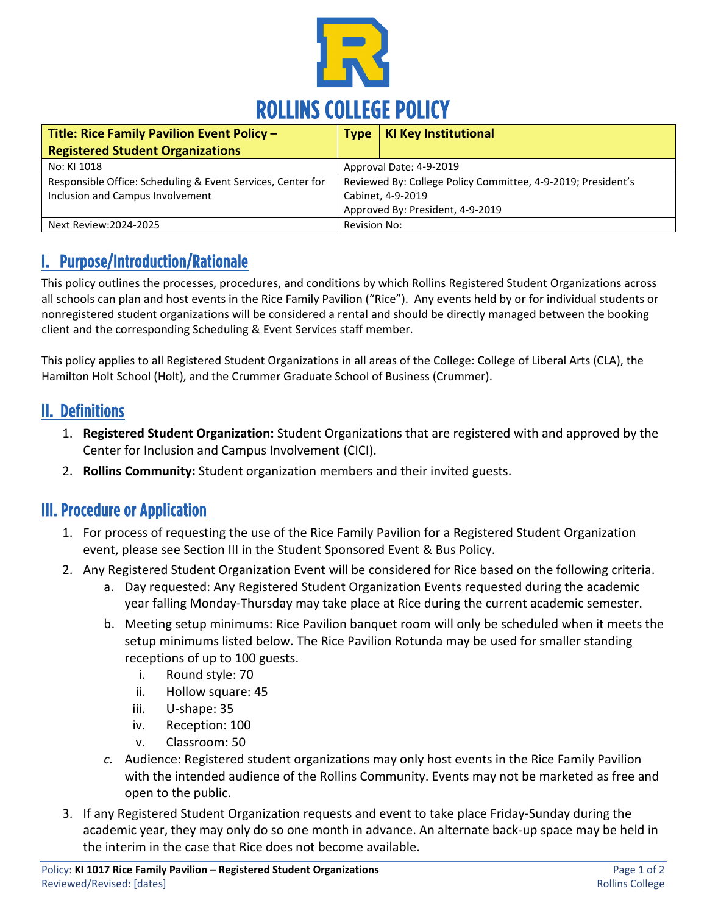# ROLLINS COLLEGE POLICY

| Title: Rice Family Pavilion Event Policy – Registered Student Organizations | Type | KI Key Institutional |
|---|---|---|
| No: KI 1018 | Approval Date: 4-9-2019 | |
| Responsible Office: Scheduling & Event Services, Center for Inclusion and Campus Involvement | Reviewed By: College Policy Committee, 4-9-2019; President's Cabinet, 4-9-2019<br>Approved By: President, 4-9-2019 | |
| Next Review:2024-2025 | Revision No: | |

## I. Purpose/Introduction/Rationale

This policy outlines the processes, procedures, and conditions by which Rollins Registered Student Organizations across all schools can plan and host events in the Rice Family Pavilion ("Rice"). Any events held by or for individual students or nonregistered student organizations will be considered a rental and should be directly managed between the booking client and the corresponding Scheduling & Event Services staff member.

This policy applies to all Registered Student Organizations in all areas of the College: College of Liberal Arts (CLA), the Hamilton Holt School (Holt), and the Crummer Graduate School of Business (Crummer).

## II. Definitions

1. **Registered Student Organization:** Student Organizations that are registered with and approved by the Center for Inclusion and Campus Involvement (CICI).
2. **Rollins Community:** Student organization members and their invited guests.

## III. Procedure or Application

1. For process of requesting the use of the Rice Family Pavilion for a Registered Student Organization event, please see Section III in the Student Sponsored Event & Bus Policy.
2. Any Registered Student Organization Event will be considered for Rice based on the following criteria.
   a. Day requested: Any Registered Student Organization Events requested during the academic year falling Monday-Thursday may take place at Rice during the current academic semester.
   b. Meeting setup minimums: Rice Pavilion banquet room will only be scheduled when it meets the setup minimums listed below. The Rice Pavilion Rotunda may be used for smaller standing receptions of up to 100 guests.
      i. Round style: 70
      ii. Hollow square: 45
      iii. U-shape: 35
      iv. Reception: 100
      v. Classroom: 50
   *c.* Audience: Registered student organizations may only host events in the Rice Family Pavilion with the intended audience of the Rollins Community. Events may not be marketed as free and open to the public.
3. If any Registered Student Organization requests and event to take place Friday-Sunday during the academic year, they may only do so one month in advance. An alternate back-up space may be held in the interim in the case that Rice does not become available.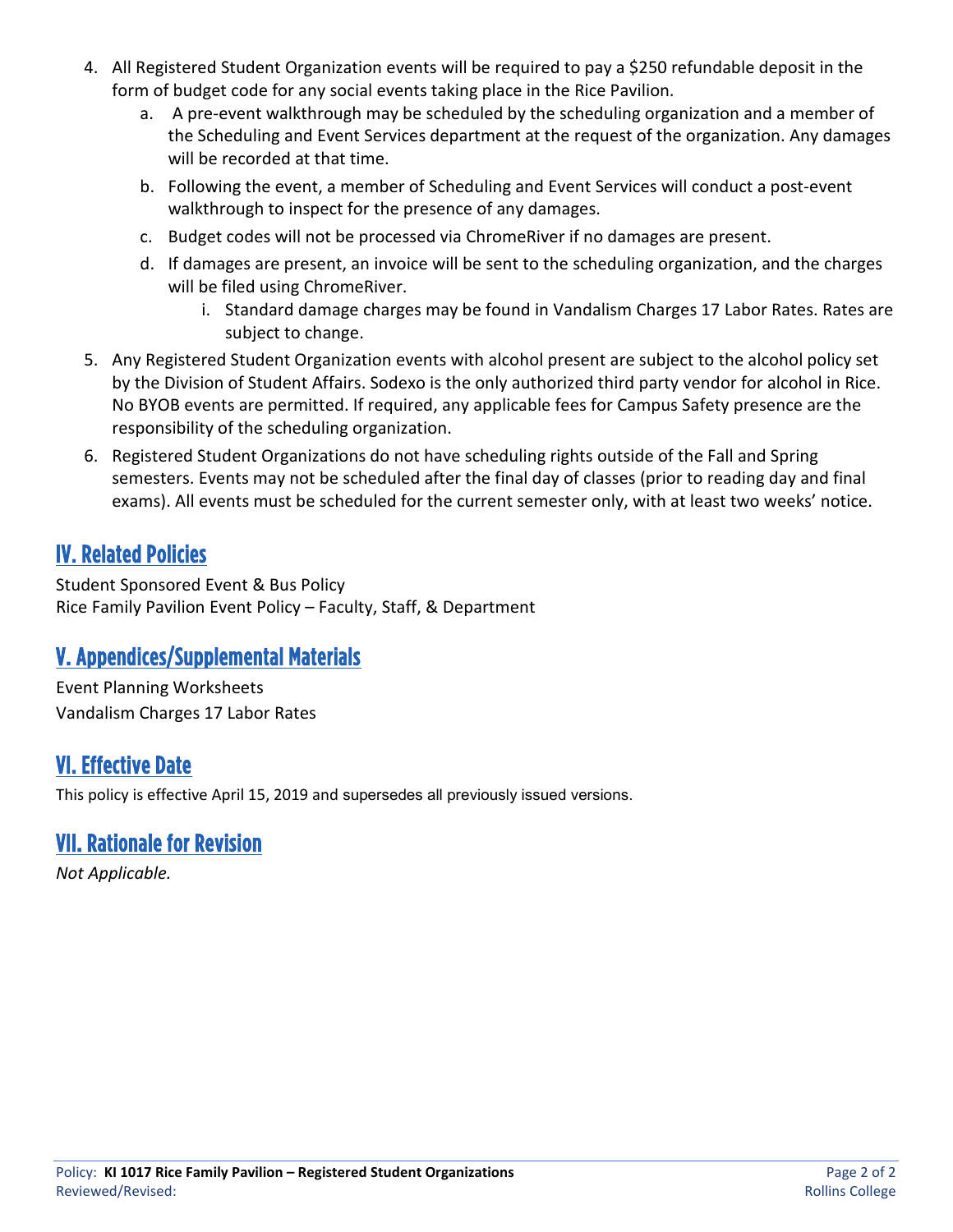4. All Registered Student Organization events will be required to pay a $250 refundable deposit in the form of budget code for any social events taking place in the Rice Pavilion.
   a. A pre-event walkthrough may be scheduled by the scheduling organization and a member of the Scheduling and Event Services department at the request of the organization. Any damages will be recorded at that time.
   b. Following the event, a member of Scheduling and Event Services will conduct a post-event walkthrough to inspect for the presence of any damages.
   c. Budget codes will not be processed via ChromeRiver if no damages are present.
   d. If damages are present, an invoice will be sent to the scheduling organization, and the charges will be filed using ChromeRiver.
      i. Standard damage charges may be found in Vandalism Charges 17 Labor Rates. Rates are subject to change.
5. Any Registered Student Organization events with alcohol present are subject to the alcohol policy set by the Division of Student Affairs. Sodexo is the only authorized third party vendor for alcohol in Rice. No BYOB events are permitted. If required, any applicable fees for Campus Safety presence are the responsibility of the scheduling organization.
6. Registered Student Organizations do not have scheduling rights outside of the Fall and Spring semesters. Events may not be scheduled after the final day of classes (prior to reading day and final exams). All events must be scheduled for the current semester only, with at least two weeks' notice.

## IV. Related Policies

Student Sponsored Event & Bus Policy
Rice Family Pavilion Event Policy – Faculty, Staff, & Department

## V. Appendices/Supplemental Materials

Event Planning Worksheets
Vandalism Charges 17 Labor Rates

## VI. Effective Date

This policy is effective April 15, 2019 and supersedes all previously issued versions.

## VII. Rationale for Revision

*Not Applicable.*